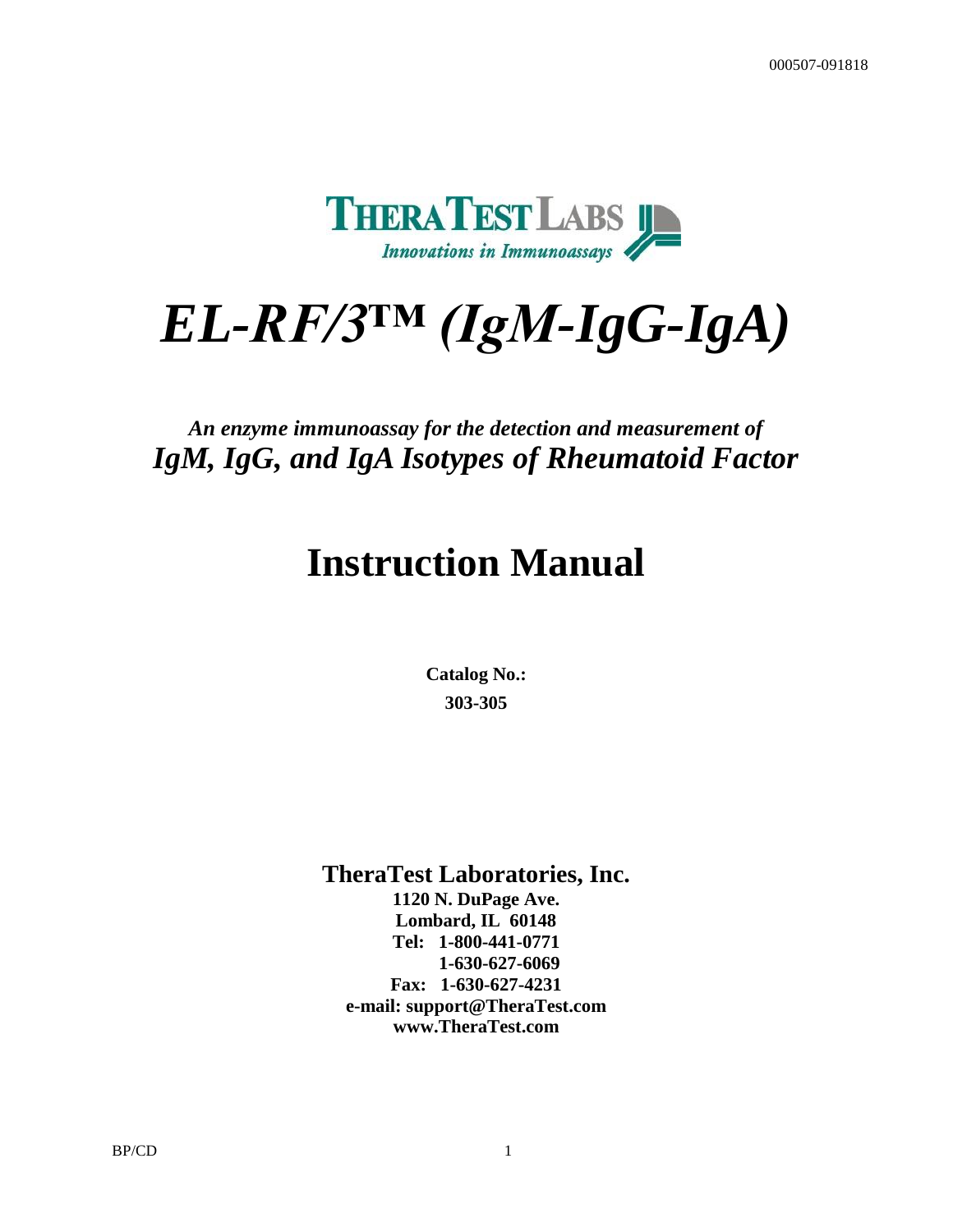000507-091818

**THERATEST LABS**
*Innovations in Immunoassays*

# *EL-RF/3™ (IgM-IgG-IgA)*

***An enzyme immunoassay for the detection and measurement of***
## *IgM, IgG, and IgA Isotypes of Rheumatoid Factor*

# Instruction Manual

**Catalog No.:**
**303-305**

## TheraTest Laboratories, Inc.

**1120 N. DuPage Ave.**
**Lombard, IL 60148**
**Tel: 1-800-441-0771**
**1-630-627-6069**
**Fax: 1-630-627-4231**
**e-mail: support@TheraTest.com**
**www.TheraTest.com**

BP/CD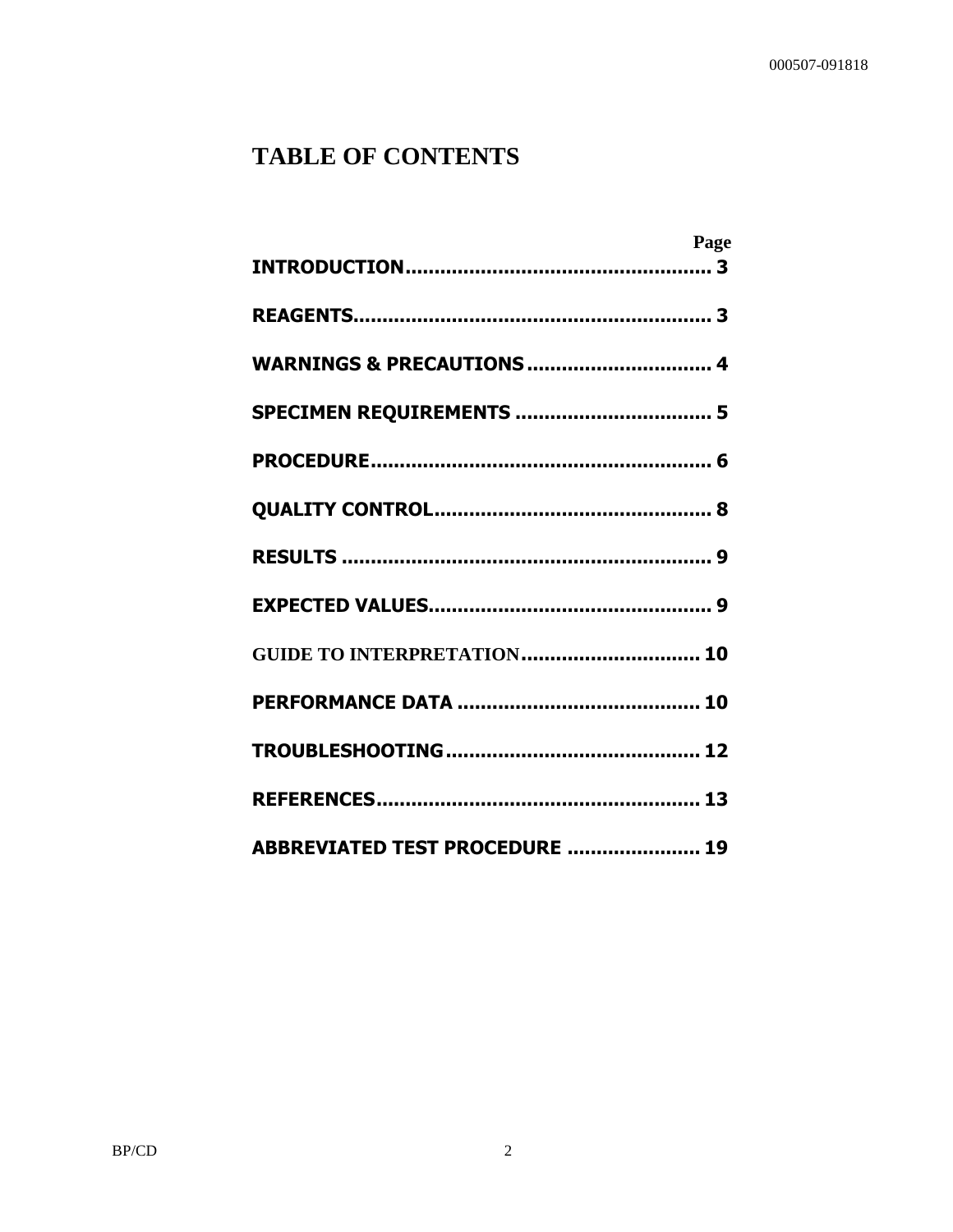# TABLE OF CONTENTS

| | Page |
|---|---|
| **INTRODUCTION** | **3** |
| **REAGENTS** | **3** |
| **WARNINGS & PRECAUTIONS** | **4** |
| **SPECIMEN REQUIREMENTS** | **5** |
| **PROCEDURE** | **6** |
| **QUALITY CONTROL** | **8** |
| **RESULTS** | **9** |
| **EXPECTED VALUES** | **9** |
| **GUIDE TO INTERPRETATION** | **10** |
| **PERFORMANCE DATA** | **10** |
| **TROUBLESHOOTING** | **12** |
| **REFERENCES** | **13** |
| **ABBREVIATED TEST PROCEDURE** | **19** |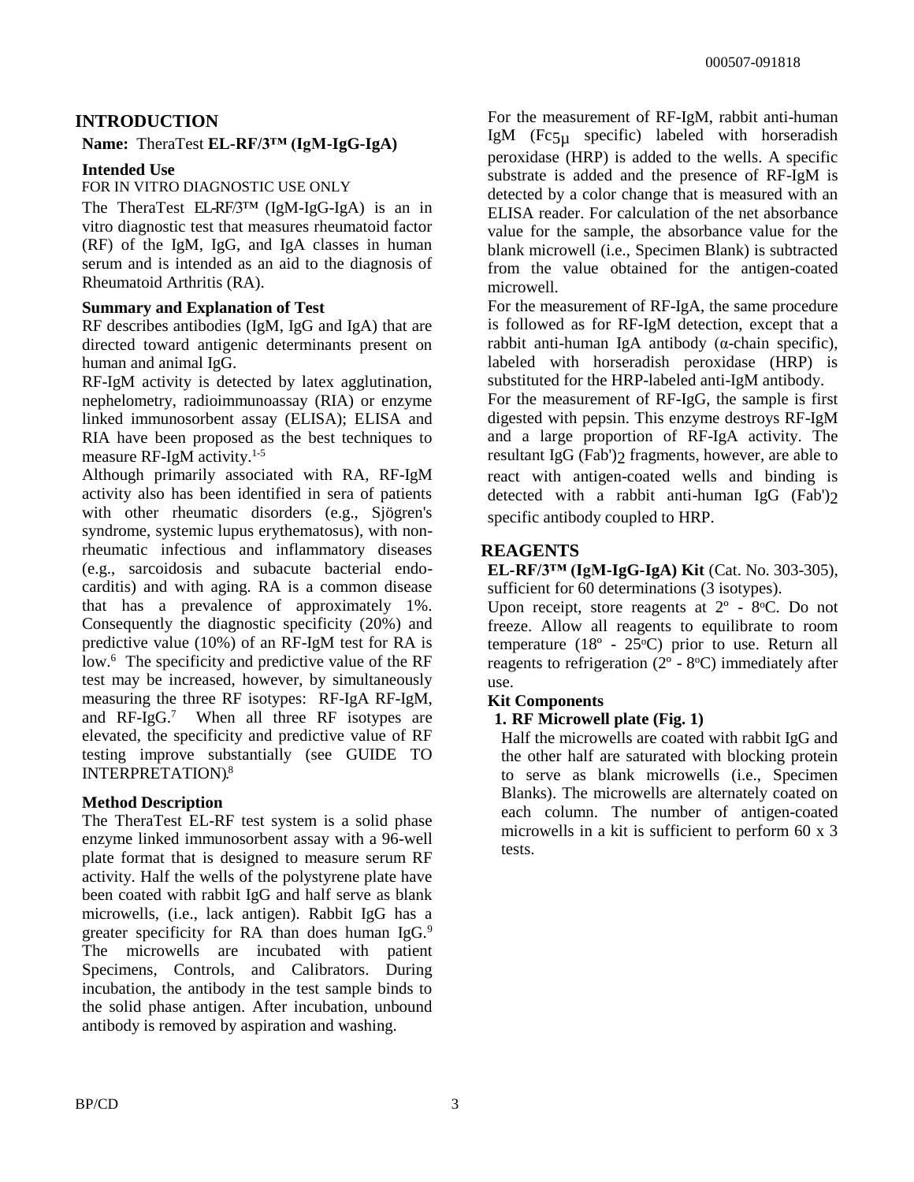## INTRODUCTION

**Name:** TheraTest **EL-RF/3™ (IgM-IgG-IgA)**

### Intended Use

FOR IN VITRO DIAGNOSTIC USE ONLY

The TheraTest EL-RF/3™ (IgM-IgG-IgA) is an in vitro diagnostic test that measures rheumatoid factor (RF) of the IgM, IgG, and IgA classes in human serum and is intended as an aid to the diagnosis of Rheumatoid Arthritis (RA).

### Summary and Explanation of Test

RF describes antibodies (IgM, IgG and IgA) that are directed toward antigenic determinants present on human and animal IgG.

RF-IgM activity is detected by latex agglutination, nephelometry, radioimmunoassay (RIA) or enzyme linked immunosorbent assay (ELISA); ELISA and RIA have been proposed as the best techniques to measure RF-IgM activity.[1-5]

Although primarily associated with RA, RF-IgM activity also has been identified in sera of patients with other rheumatic disorders (e.g., Sjögren's syndrome, systemic lupus erythematosus), with non-rheumatic infectious and inflammatory diseases (e.g., sarcoidosis and subacute bacterial endo-carditis) and with aging. RA is a common disease that has a prevalence of approximately 1%. Consequently the diagnostic specificity (20%) and predictive value (10%) of an RF-IgM test for RA is low.[6] The specificity and predictive value of the RF test may be increased, however, by simultaneously measuring the three RF isotypes: RF-IgA RF-IgM, and RF-IgG.[7] When all three RF isotypes are elevated, the specificity and predictive value of RF testing improve substantially (see GUIDE TO INTERPRETATION).[8]

### Method Description

The TheraTest EL-RF test system is a solid phase enzyme linked immunosorbent assay with a 96-well plate format that is designed to measure serum RF activity. Half the wells of the polystyrene plate have been coated with rabbit IgG and half serve as blank microwells, (i.e., lack antigen). Rabbit IgG has a greater specificity for RA than does human IgG.[9] The microwells are incubated with patient Specimens, Controls, and Calibrators. During incubation, the antibody in the test sample binds to the solid phase antigen. After incubation, unbound antibody is removed by aspiration and washing.

For the measurement of RF-IgM, rabbit anti-human IgM ($Fc_{5\mu}$ specific) labeled with horseradish peroxidase (HRP) is added to the wells. A specific substrate is added and the presence of RF-IgM is detected by a color change that is measured with an ELISA reader. For calculation of the net absorbance value for the sample, the absorbance value for the blank microwell (i.e., Specimen Blank) is subtracted from the value obtained for the antigen-coated microwell.

For the measurement of RF-IgA, the same procedure is followed as for RF-IgM detection, except that a rabbit anti-human IgA antibody (α-chain specific), labeled with horseradish peroxidase (HRP) is substituted for the HRP-labeled anti-IgM antibody.

For the measurement of RF-IgG, the sample is first digested with pepsin. This enzyme destroys RF-IgM and a large proportion of RF-IgA activity. The resultant IgG $(Fab')_2$ fragments, however, are able to react with antigen-coated wells and binding is detected with a rabbit anti-human IgG $(Fab')_2$ specific antibody coupled to HRP.

## REAGENTS

**EL-RF/3™ (IgM-IgG-IgA) Kit** (Cat. No. 303-305), sufficient for 60 determinations (3 isotypes).

Upon receipt, store reagents at 2º - 8ºC. Do not freeze. Allow all reagents to equilibrate to room temperature (18º - 25ºC) prior to use. Return all reagents to refrigeration (2º - 8ºC) immediately after use.

### Kit Components

**1. RF Microwell plate (Fig. 1)**

Half the microwells are coated with rabbit IgG and the other half are saturated with blocking protein to serve as blank microwells (i.e., Specimen Blanks). The microwells are alternately coated on each column. The number of antigen-coated microwells in a kit is sufficient to perform 60 x 3 tests.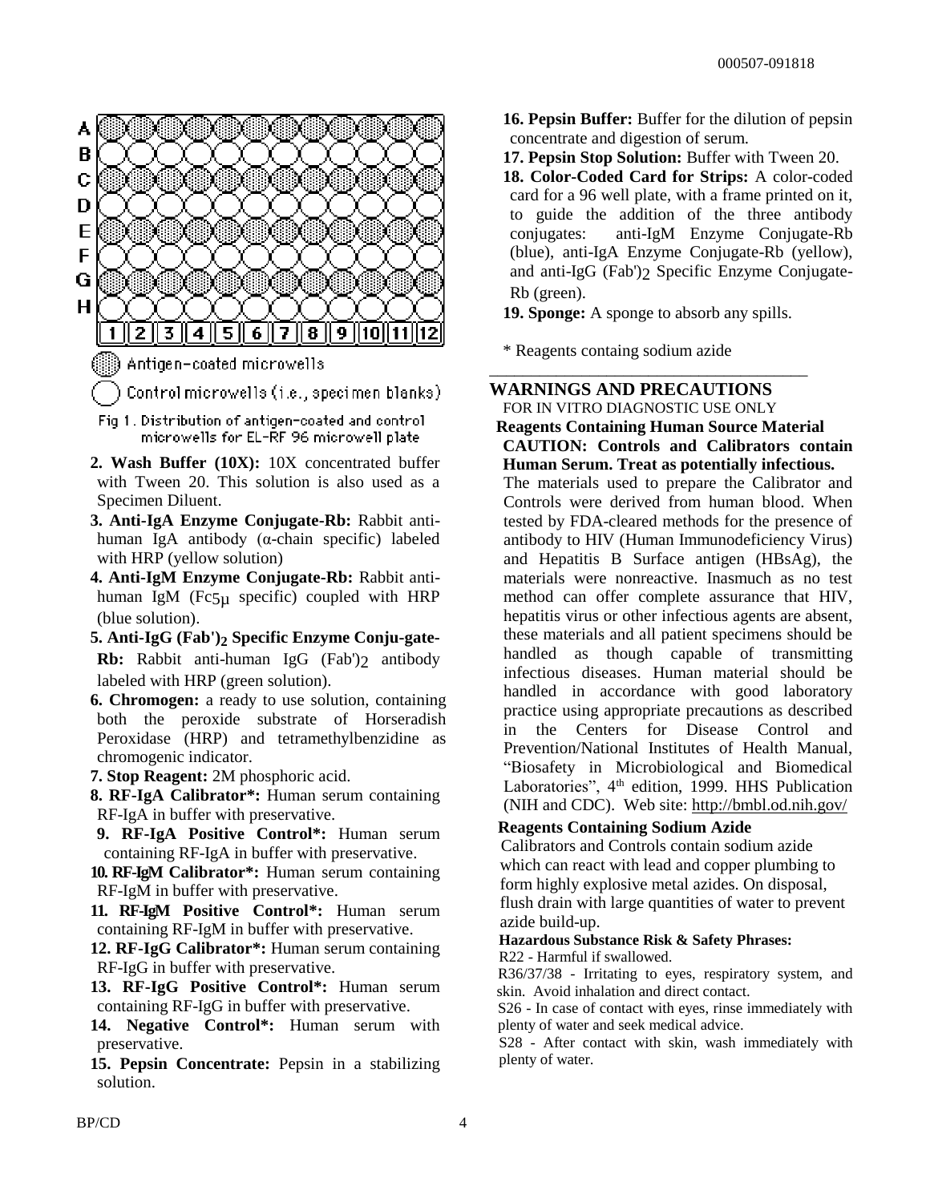Antigen-coated microwells

Control microwells (i.e., specimen blanks)

Fig 1. Distribution of antigen-coated and control microwells for EL-RF 96 microwell plate

2. **Wash Buffer (10X):** 10X concentrated buffer with Tween 20. This solution is also used as a Specimen Diluent.
3. **Anti-IgA Enzyme Conjugate-Rb:** Rabbit anti-human IgA antibody (α-chain specific) labeled with HRP (yellow solution)
4. **Anti-IgM Enzyme Conjugate-Rb:** Rabbit anti-human IgM ($Fc_{5\mu}$ specific) coupled with HRP (blue solution).
5. **Anti-IgG $(Fab')_2$ Specific Enzyme Conju-gate-Rb:** Rabbit anti-human IgG $(Fab')_2$ antibody labeled with HRP (green solution).
6. **Chromogen:** a ready to use solution, containing both the peroxide substrate of Horseradish Peroxidase (HRP) and tetramethylbenzidine as chromogenic indicator.
7. **Stop Reagent:** 2M phosphoric acid.
8. **RF-IgA Calibrator*:** Human serum containing RF-IgA in buffer with preservative.
9. **RF-IgA Positive Control*:** Human serum containing RF-IgA in buffer with preservative.
10. **RF-IgM Calibrator*:** Human serum containing RF-IgM in buffer with preservative.
11. **RF-IgM Positive Control*:** Human serum containing RF-IgM in buffer with preservative.
12. **RF-IgG Calibrator*:** Human serum containing RF-IgG in buffer with preservative.
13. **RF-IgG Positive Control*:** Human serum containing RF-IgG in buffer with preservative.
14. **Negative Control*:** Human serum with preservative.
15. **Pepsin Concentrate:** Pepsin in a stabilizing solution.
16. **Pepsin Buffer:** Buffer for the dilution of pepsin concentrate and digestion of serum.
17. **Pepsin Stop Solution:** Buffer with Tween 20.
18. **Color-Coded Card for Strips:** A color-coded card for a 96 well plate, with a frame printed on it, to guide the addition of the three antibody conjugates: anti-IgM Enzyme Conjugate-Rb (blue), anti-IgA Enzyme Conjugate-Rb (yellow), and anti-IgG $(Fab')_2$ Specific Enzyme Conjugate-Rb (green).
19. **Sponge:** A sponge to absorb any spills.

\* Reagents containg sodium azide

## WARNINGS AND PRECAUTIONS

FOR IN VITRO DIAGNOSTIC USE ONLY

**Reagents Containing Human Source Material**

**CAUTION: Controls and Calibrators contain Human Serum. Treat as potentially infectious.**

The materials used to prepare the Calibrator and Controls were derived from human blood. When tested by FDA-cleared methods for the presence of antibody to HIV (Human Immunodeficiency Virus) and Hepatitis B Surface antigen (HBsAg), the materials were nonreactive. Inasmuch as no test method can offer complete assurance that HIV, hepatitis virus or other infectious agents are absent, these materials and all patient specimens should be handled as though capable of transmitting infectious diseases. Human material should be handled in accordance with good laboratory practice using appropriate precautions as described in the Centers for Disease Control and Prevention/National Institutes of Health Manual, "Biosafety in Microbiological and Biomedical Laboratories", 4th edition, 1999. HHS Publication (NIH and CDC). Web site: http://bmbl.od.nih.gov/

**Reagents Containing Sodium Azide**

Calibrators and Controls contain sodium azide which can react with lead and copper plumbing to form highly explosive metal azides. On disposal, flush drain with large quantities of water to prevent azide build-up.

**Hazardous Substance Risk & Safety Phrases:**

R22 - Harmful if swallowed.

R36/37/38 - Irritating to eyes, respiratory system, and skin. Avoid inhalation and direct contact.

S26 - In case of contact with eyes, rinse immediately with plenty of water and seek medical advice.

S28 - After contact with skin, wash immediately with plenty of water.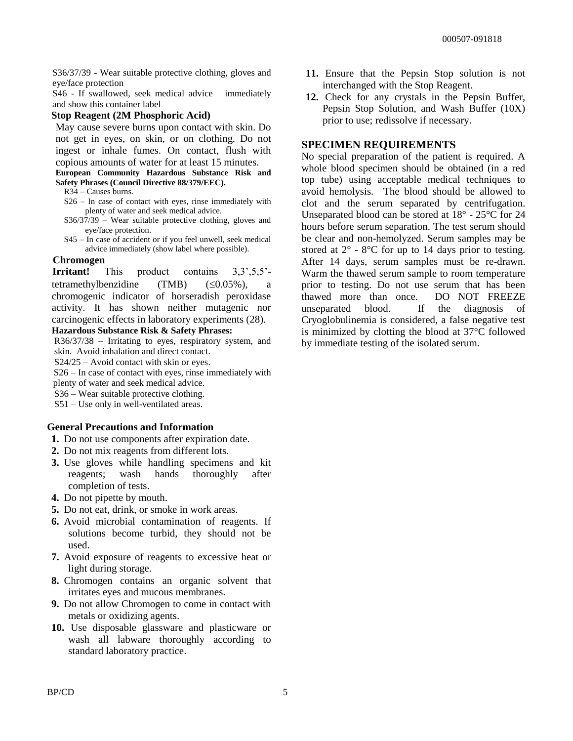S36/37/39 - Wear suitable protective clothing, gloves and eye/face protection

S46 - If swallowed, seek medical advice immediately and show this container label

**Stop Reagent (2M Phosphoric Acid)**

May cause severe burns upon contact with skin. Do not get in eyes, on skin, or on clothing. Do not ingest or inhale fumes. On contact, flush with copious amounts of water for at least 15 minutes.

**European Community Hazardous Substance Risk and Safety Phrases (Council Directive 88/379/EEC).**

R34 – Causes burns.

S26 – In case of contact with eyes, rinse immediately with plenty of water and seek medical advice.

S36/37/39 – Wear suitable protective clothing, gloves and eye/face protection.

S45 – In case of accident or if you feel unwell, seek medical advice immediately (show label where possible).

**Chromogen**

**Irritant!** This product contains 3,3',5,5'-tetramethylbenzidine (TMB) (≤0.05%), a chromogenic indicator of horseradish peroxidase activity. It has shown neither mutagenic nor carcinogenic effects in laboratory experiments (28).

**Hazardous Substance Risk & Safety Phrases:**

R36/37/38 – Irritating to eyes, respiratory system, and skin. Avoid inhalation and direct contact.

S24/25 – Avoid contact with skin or eyes.

S26 – In case of contact with eyes, rinse immediately with plenty of water and seek medical advice.

S36 – Wear suitable protective clothing.

S51 – Use only in well-ventilated areas.

**General Precautions and Information**

1. Do not use components after expiration date.
2. Do not mix reagents from different lots.
3. Use gloves while handling specimens and kit reagents; wash hands thoroughly after completion of tests.
4. Do not pipette by mouth.
5. Do not eat, drink, or smoke in work areas.
6. Avoid microbial contamination of reagents. If solutions become turbid, they should not be used.
7. Avoid exposure of reagents to excessive heat or light during storage.
8. Chromogen contains an organic solvent that irritates eyes and mucous membranes.
9. Do not allow Chromogen to come in contact with metals or oxidizing agents.
10. Use disposable glassware and plasticware or wash all labware thoroughly according to standard laboratory practice.
11. Ensure that the Pepsin Stop solution is not interchanged with the Stop Reagent.
12. Check for any crystals in the Pepsin Buffer, Pepsin Stop Solution, and Wash Buffer (10X) prior to use; redissolve if necessary.

## SPECIMEN REQUIREMENTS

No special preparation of the patient is required. A whole blood specimen should be obtained (in a red top tube) using acceptable medical techniques to avoid hemolysis. The blood should be allowed to clot and the serum separated by centrifugation. Unseparated blood can be stored at 18° - 25°C for 24 hours before serum separation. The test serum should be clear and non-hemolyzed. Serum samples may be stored at 2° - 8°C for up to 14 days prior to testing. After 14 days, serum samples must be re-drawn. Warm the thawed serum sample to room temperature prior to testing. Do not use serum that has been thawed more than once. DO NOT FREEZE unseparated blood. If the diagnosis of Cryoglobulinemia is considered, a false negative test is minimized by clotting the blood at 37°C followed by immediate testing of the isolated serum.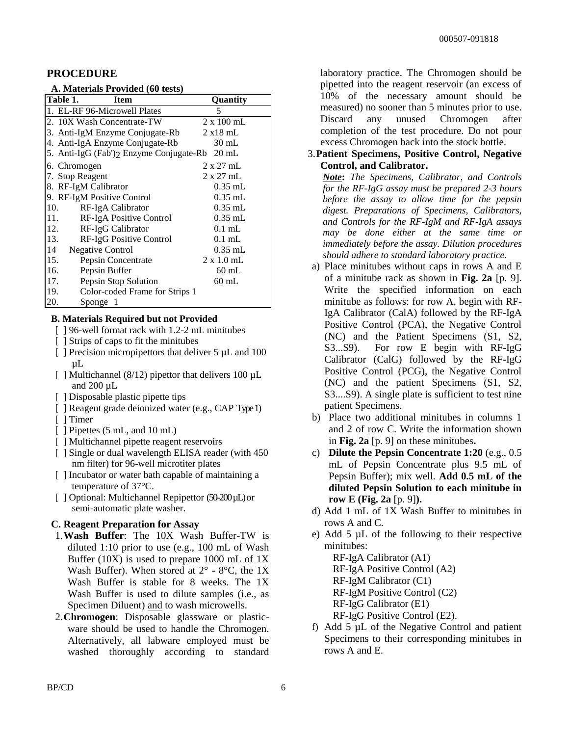## PROCEDURE

### A. Materials Provided (60 tests)

| Table 1. Item | Quantity |
|---|---|
| 1. EL-RF 96-Microwell Plates | 5 |
| 2. 10X Wash Concentrate-TW | 2 x 100 mL |
| 3. Anti-IgM Enzyme Conjugate-Rb | 2 x18 mL |
| 4. Anti-IgA Enzyme Conjugate-Rb | 30 mL |
| 5. Anti-IgG (Fab')$_2$ Enzyme Conjugate-Rb | 20 mL |
| 6. Chromogen | 2 x 27 mL |
| 7. Stop Reagent | 2 x 27 mL |
| 8. RF-IgM Calibrator | 0.35 mL |
| 9. RF-IgM Positive Control | 0.35 mL |
| 10. RF-IgA Calibrator | 0.35 mL |
| 11. RF-IgA Positive Control | 0.35 mL |
| 12. RF-IgG Calibrator | 0.1 mL |
| 13. RF-IgG Positive Control | 0.1 mL |
| 14 Negative Control | 0.35 mL |
| 15. Pepsin Concentrate | 2 x 1.0 mL |
| 16. Pepsin Buffer | 60 mL |
| 17. Pepsin Stop Solution | 60 mL |
| 19. Color-coded Frame for Strips | 1 |
| 20. Sponge | 1 |

### B. Materials Required but not Provided

- [ ] 96-well format rack with 1.2-2 mL minitubes
- [ ] Strips of caps to fit the minitubes
- [ ] Precision micropipettors that deliver 5 µL and 100 µL
- [ ] Multichannel (8/12) pipettor that delivers 100 µL and 200 µL
- [ ] Disposable plastic pipette tips
- [ ] Reagent grade deionized water (e.g., CAP Type 1)
- [ ] Timer
- [ ] Pipettes (5 mL, and 10 mL)
- [ ] Multichannel pipette reagent reservoirs
- [ ] Single or dual wavelength ELISA reader (with 450 nm filter) for 96-well microtiter plates
- [ ] Incubator or water bath capable of maintaining a temperature of 37°C.
- [ ] Optional: Multichannel Repipettor (50-200 µL) or semi-automatic plate washer.

### C. Reagent Preparation for Assay

1. **Wash Buffer**: The 10X Wash Buffer-TW is diluted 1:10 prior to use (e.g., 100 mL of Wash Buffer (10X) is used to prepare 1000 mL of 1X Wash Buffer). When stored at 2° - 8°C, the 1X Wash Buffer is stable for 8 weeks. The 1X Wash Buffer is used to dilute samples (i.e., as Specimen Diluent) and to wash microwells.
2. **Chromogen**: Disposable glassware or plasticware should be used to handle the Chromogen. Alternatively, all labware employed must be washed thoroughly according to standard laboratory practice. The Chromogen should be pipetted into the reagent reservoir (an excess of 10% of the necessary amount should be measured) no sooner than 5 minutes prior to use. Discard any unused Chromogen after completion of the test procedure. Do not pour excess Chromogen back into the stock bottle.
3. **Patient Specimens, Positive Control, Negative Control, and Calibrator.**

   ***Note*:** *The Specimens, Calibrator, and Controls for the RF-IgG assay must be prepared 2-3 hours before the assay to allow time for the pepsin digest. Preparations of Specimens, Calibrators, and Controls for the RF-IgM and RF-IgA assays may be done either at the same time or immediately before the assay. Dilution procedures should adhere to standard laboratory practice.*

   a) Place minitubes without caps in rows A and E of a minitube rack as shown in **Fig. 2a** [p. 9]. Write the specified information on each minitube as follows: for row A, begin with RF-IgA Calibrator (CalA) followed by the RF-IgA Positive Control (PCA), the Negative Control (NC) and the Patient Specimens (S1, S2, S3...S9). For row E begin with RF-IgG Calibrator (CalG) followed by the RF-IgG Positive Control (PCG), the Negative Control (NC) and the patient Specimens (S1, S2, S3....S9). A single plate is sufficient to test nine patient Specimens.

   b) Place two additional minitubes in columns 1 and 2 of row C. Write the information shown in **Fig. 2a** [p. 9] on these minitubes**.**

   c) **Dilute the Pepsin Concentrate 1:20** (e.g., 0.5 mL of Pepsin Concentrate plus 9.5 mL of Pepsin Buffer); mix well. **Add 0.5 mL of the diluted Pepsin Solution to each minitube in row E (Fig. 2a** [p. 9]**).**

   d) Add 1 mL of 1X Wash Buffer to minitubes in rows A and C.

   e) Add 5 µL of the following to their respective minitubes:

      RF-IgA Calibrator (A1)
      RF-IgA Positive Control (A2)
      RF-IgM Calibrator (C1)
      RF-IgM Positive Control (C2)
      RF-IgG Calibrator (E1)
      RF-IgG Positive Control (E2).

   f) Add 5 µL of the Negative Control and patient Specimens to their corresponding minitubes in rows A and E.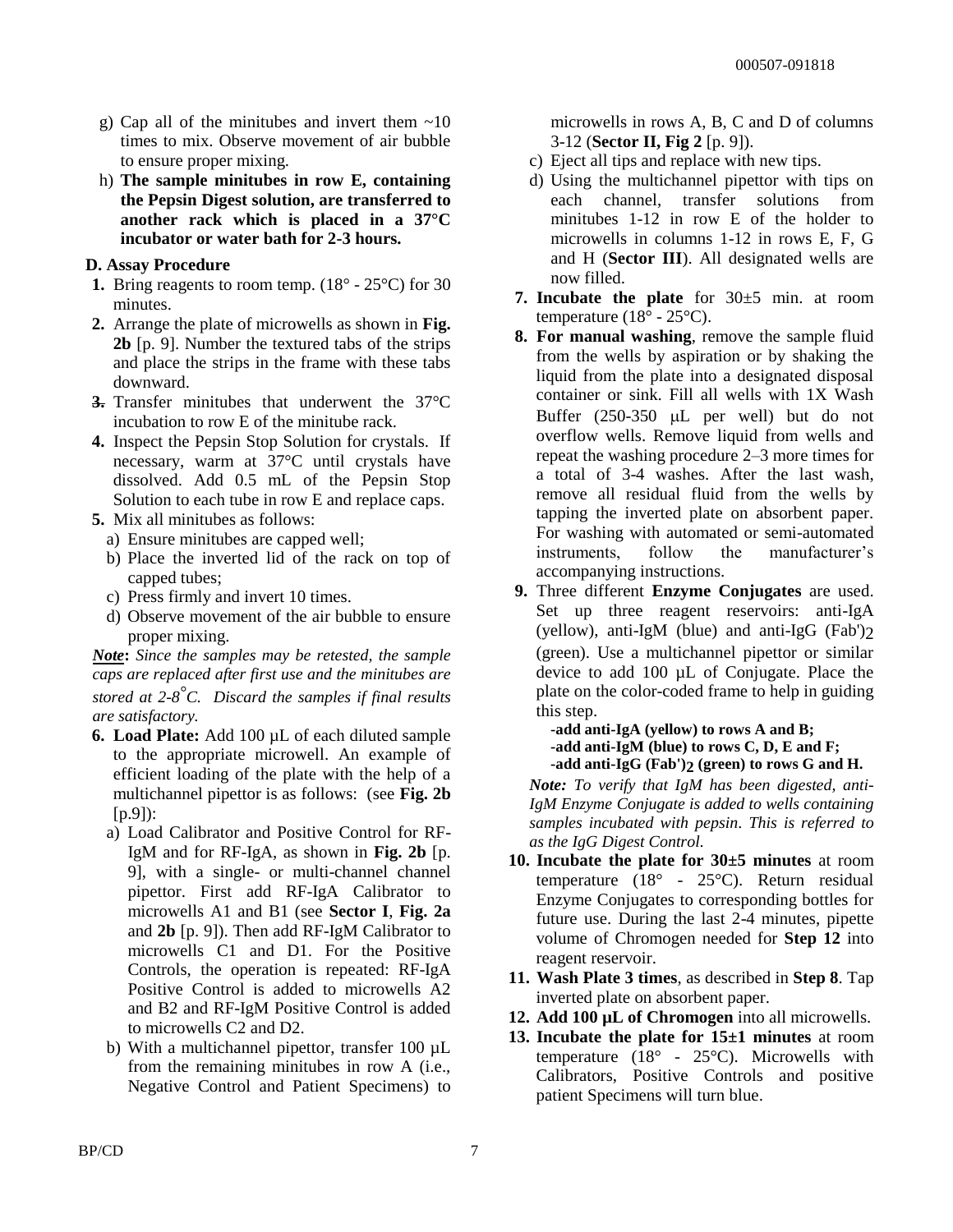g) Cap all of the minitubes and invert them ~10 times to mix. Observe movement of air bubble to ensure proper mixing.

h) **The sample minitubes in row E, containing the Pepsin Digest solution, are transferred to another rack which is placed in a 37°C incubator or water bath for 2-3 hours.**

### D. Assay Procedure

1. Bring reagents to room temp. (18° - 25°C) for 30 minutes.
2. Arrange the plate of microwells as shown in **Fig. 2b** [p. 9]. Number the textured tabs of the strips and place the strips in the frame with these tabs downward.
3. Transfer minitubes that underwent the 37°C incubation to row E of the minitube rack.
4. Inspect the Pepsin Stop Solution for crystals. If necessary, warm at 37°C until crystals have dissolved. Add 0.5 mL of the Pepsin Stop Solution to each tube in row E and replace caps.
5. Mix all minitubes as follows:
   a) Ensure minitubes are capped well;
   b) Place the inverted lid of the rack on top of capped tubes;
   c) Press firmly and invert 10 times.
   d) Observe movement of the air bubble to ensure proper mixing.

***Note*****:** *Since the samples may be retested, the sample caps are replaced after first use and the minitubes are stored at 2-8°C. Discard the samples if final results are satisfactory.*

6. **Load Plate:** Add 100 µL of each diluted sample to the appropriate microwell. An example of efficient loading of the plate with the help of a multichannel pipettor is as follows: (see **Fig. 2b** [p.9]):
   a) Load Calibrator and Positive Control for RF-IgM and for RF-IgA, as shown in **Fig. 2b** [p. 9], with a single- or multi-channel channel pipettor. First add RF-IgA Calibrator to microwells A1 and B1 (see **Sector I**, **Fig. 2a** and **2b** [p. 9]). Then add RF-IgM Calibrator to microwells C1 and D1. For the Positive Controls, the operation is repeated: RF-IgA Positive Control is added to microwells A2 and B2 and RF-IgM Positive Control is added to microwells C2 and D2.
   b) With a multichannel pipettor, transfer 100 µL from the remaining minitubes in row A (i.e., Negative Control and Patient Specimens) to microwells in rows A, B, C and D of columns 3-12 (**Sector II, Fig 2** [p. 9]).
   c) Eject all tips and replace with new tips.
   d) Using the multichannel pipettor with tips on each channel, transfer solutions from minitubes 1-12 in row E of the holder to microwells in columns 1-12 in rows E, F, G and H (**Sector III**). All designated wells are now filled.
7. **Incubate the plate** for 30±5 min. at room temperature (18° - 25°C).
8. **For manual washing**, remove the sample fluid from the wells by aspiration or by shaking the liquid from the plate into a designated disposal container or sink. Fill all wells with 1X Wash Buffer (250-350 µL per well) but do not overflow wells. Remove liquid from wells and repeat the washing procedure 2–3 more times for a total of 3-4 washes. After the last wash, remove all residual fluid from the wells by tapping the inverted plate on absorbent paper. For washing with automated or semi-automated instruments, follow the manufacturer's accompanying instructions.
9. Three different **Enzyme Conjugates** are used. Set up three reagent reservoirs: anti-IgA (yellow), anti-IgM (blue) and anti-IgG $(Fab')_2$ (green). Use a multichannel pipettor or similar device to add 100 µL of Conjugate. Place the plate on the color-coded frame to help in guiding this step.
   - **add anti-IgA (yellow) to rows A and B;**
   - **add anti-IgM (blue) to rows C, D, E and F;**
   - **add anti-IgG $(Fab')_2$ (green) to rows G and H.**

   ***Note:*** *To verify that IgM has been digested, anti-IgM Enzyme Conjugate is added to wells containing samples incubated with pepsin. This is referred to as the IgG Digest Control.*
10. **Incubate the plate for 30±5 minutes** at room temperature (18° - 25°C). Return residual Enzyme Conjugates to corresponding bottles for future use. During the last 2-4 minutes, pipette volume of Chromogen needed for **Step 12** into reagent reservoir.
11. **Wash Plate 3 times**, as described in **Step 8**. Tap inverted plate on absorbent paper.
12. **Add 100 µL of Chromogen** into all microwells.
13. **Incubate the plate for 15±1 minutes** at room temperature (18° - 25°C). Microwells with Calibrators, Positive Controls and positive patient Specimens will turn blue.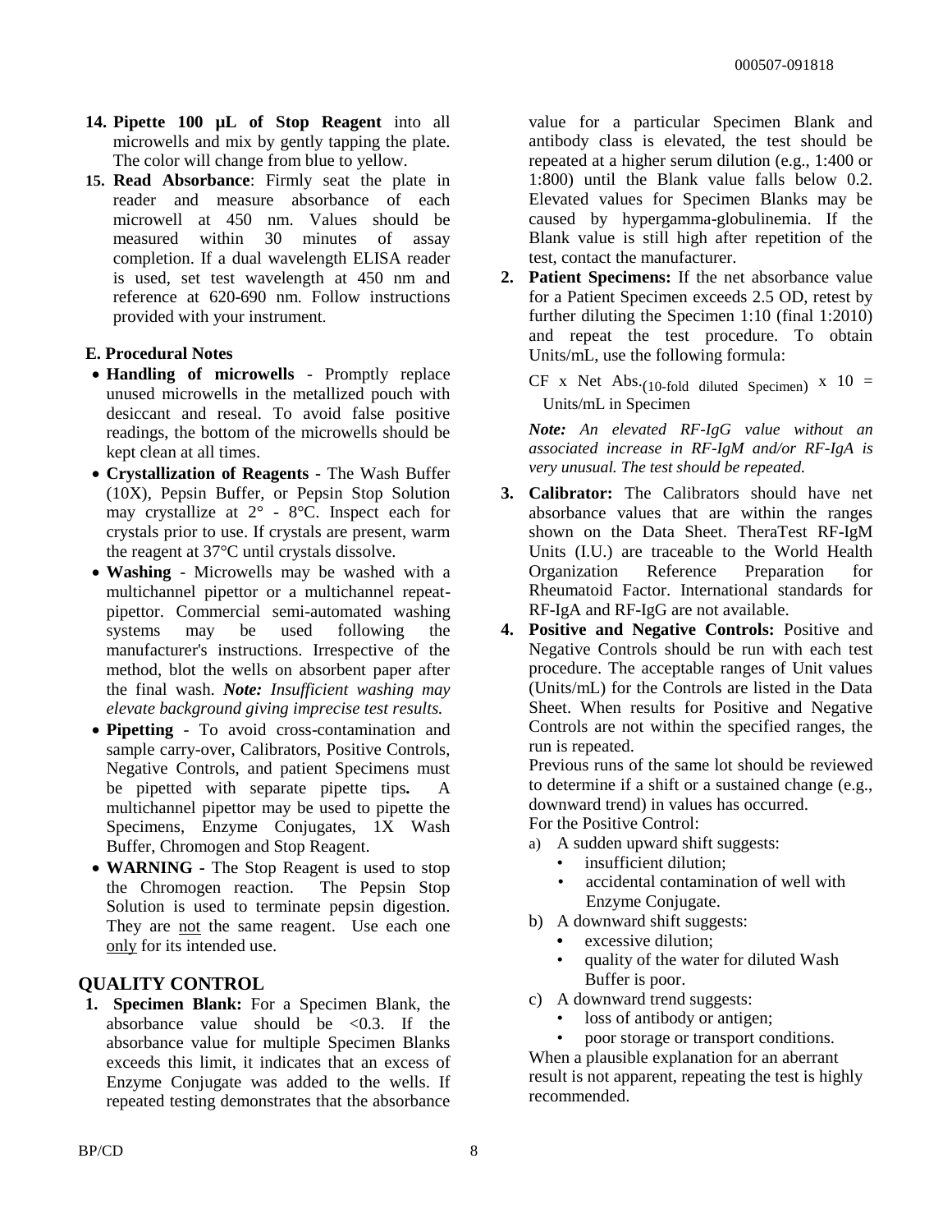14. **Pipette 100 µL of Stop Reagent** into all microwells and mix by gently tapping the plate. The color will change from blue to yellow.
15. **Read Absorbance**: Firmly seat the plate in reader and measure absorbance of each microwell at 450 nm. Values should be measured within 30 minutes of assay completion. If a dual wavelength ELISA reader is used, set test wavelength at 450 nm and reference at 620-690 nm. Follow instructions provided with your instrument.

**E. Procedural Notes**

- **Handling of microwells** - Promptly replace unused microwells in the metallized pouch with desiccant and reseal. To avoid false positive readings, the bottom of the microwells should be kept clean at all times.
- **Crystallization of Reagents -** The Wash Buffer (10X), Pepsin Buffer, or Pepsin Stop Solution may crystallize at 2° - 8°C. Inspect each for crystals prior to use. If crystals are present, warm the reagent at 37°C until crystals dissolve.
- **Washing** - Microwells may be washed with a multichannel pipettor or a multichannel repeat-pipettor. Commercial semi-automated washing systems may be used following the manufacturer's instructions. Irrespective of the method, blot the wells on absorbent paper after the final wash. ***Note:*** *Insufficient washing may elevate background giving imprecise test results.*
- **Pipetting** - To avoid cross-contamination and sample carry-over, Calibrators, Positive Controls, Negative Controls, and patient Specimens must be pipetted with separate pipette tips**.** A multichannel pipettor may be used to pipette the Specimens, Enzyme Conjugates, 1X Wash Buffer, Chromogen and Stop Reagent.
- **WARNING -** The Stop Reagent is used to stop the Chromogen reaction. The Pepsin Stop Solution is used to terminate pepsin digestion. They are not the same reagent. Use each one only for its intended use.

## QUALITY CONTROL

1. **Specimen Blank:** For a Specimen Blank, the absorbance value should be <0.3. If the absorbance value for multiple Specimen Blanks exceeds this limit, it indicates that an excess of Enzyme Conjugate was added to the wells. If repeated testing demonstrates that the absorbance value for a particular Specimen Blank and antibody class is elevated, the test should be repeated at a higher serum dilution (e.g., 1:400 or 1:800) until the Blank value falls below 0.2. Elevated values for Specimen Blanks may be caused by hypergamma-globulinemia. If the Blank value is still high after repetition of the test, contact the manufacturer.
2. **Patient Specimens:** If the net absorbance value for a Patient Specimen exceeds 2.5 OD, retest by further diluting the Specimen 1:10 (final 1:2010) and repeat the test procedure. To obtain Units/mL, use the following formula:

   $\text{CF x Net Abs.}_{(\text{10-fold diluted Specimen})} \text{ x } 10 =$ Units/mL in Specimen

   ***Note:*** *An elevated RF-IgG value without an associated increase in RF-IgM and/or RF-IgA is very unusual. The test should be repeated.*
3. **Calibrator:** The Calibrators should have net absorbance values that are within the ranges shown on the Data Sheet. TheraTest RF-IgM Units (I.U.) are traceable to the World Health Organization Reference Preparation for Rheumatoid Factor. International standards for RF-IgA and RF-IgG are not available.
4. **Positive and Negative Controls:** Positive and Negative Controls should be run with each test procedure. The acceptable ranges of Unit values (Units/mL) for the Controls are listed in the Data Sheet. When results for Positive and Negative Controls are not within the specified ranges, the run is repeated.

   Previous runs of the same lot should be reviewed to determine if a shift or a sustained change (e.g., downward trend) in values has occurred.

   For the Positive Control:

   a) A sudden upward shift suggests:
      - insufficient dilution;
      - accidental contamination of well with Enzyme Conjugate.

   b) A downward shift suggests:
      - excessive dilution;
      - quality of the water for diluted Wash Buffer is poor.

   c) A downward trend suggests:
      - loss of antibody or antigen;
      - poor storage or transport conditions.

   When a plausible explanation for an aberrant result is not apparent, repeating the test is highly recommended.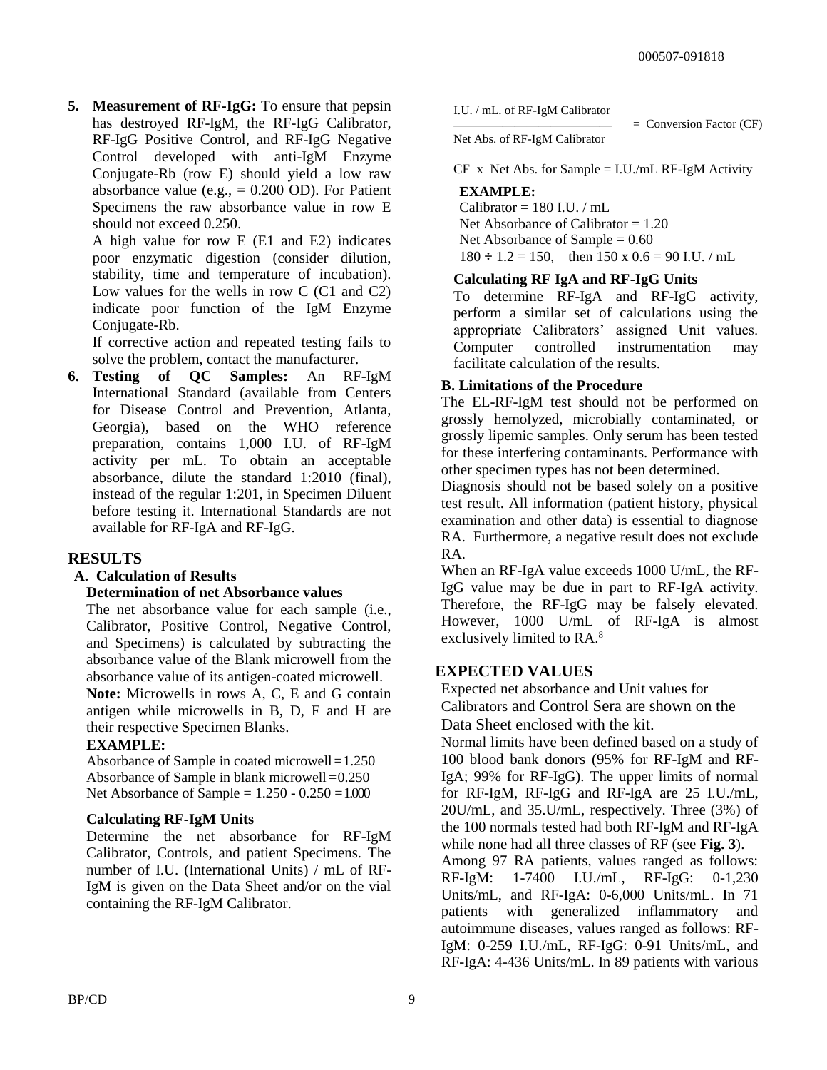5. **Measurement of RF-IgG:** To ensure that pepsin has destroyed RF-IgM, the RF-IgG Calibrator, RF-IgG Positive Control, and RF-IgG Negative Control developed with anti-IgM Enzyme Conjugate-Rb (row E) should yield a low raw absorbance value (e.g., = 0.200 OD). For Patient Specimens the raw absorbance value in row E should not exceed 0.250.

   A high value for row E (E1 and E2) indicates poor enzymatic digestion (consider dilution, stability, time and temperature of incubation). Low values for the wells in row C (C1 and C2) indicate poor function of the IgM Enzyme Conjugate-Rb.

   If corrective action and repeated testing fails to solve the problem, contact the manufacturer.

6. **Testing of QC Samples:** An RF-IgM International Standard (available from Centers for Disease Control and Prevention, Atlanta, Georgia), based on the WHO reference preparation, contains 1,000 I.U. of RF-IgM activity per mL. To obtain an acceptable absorbance, dilute the standard 1:2010 (final), instead of the regular 1:201, in Specimen Diluent before testing it. International Standards are not available for RF-IgA and RF-IgG.

## RESULTS

### A. Calculation of Results

**Determination of net Absorbance values**

The net absorbance value for each sample (i.e., Calibrator, Positive Control, Negative Control, and Specimens) is calculated by subtracting the absorbance value of the Blank microwell from the absorbance value of its antigen-coated microwell.

**Note:** Microwells in rows A, C, E and G contain antigen while microwells in B, D, F and H are their respective Specimen Blanks.

**EXAMPLE:**

Absorbance of Sample in coated microwell = 1.250
Absorbance of Sample in blank microwell = 0.250
Net Absorbance of Sample = 1.250 - 0.250 = 1.000

**Calculating RF-IgM Units**

Determine the net absorbance for RF-IgM Calibrator, Controls, and patient Specimens. The number of I.U. (International Units) / mL of RF-IgM is given on the Data Sheet and/or on the vial containing the RF-IgM Calibrator.

$$\frac{\text{I.U. / mL. of RF-IgM Calibrator}}{\text{Net Abs. of RF-IgM Calibrator}} = \text{Conversion Factor (CF)}$$

CF x Net Abs. for Sample = I.U./mL RF-IgM Activity

**EXAMPLE:**

Calibrator = 180 I.U. / mL
Net Absorbance of Calibrator = 1.20
Net Absorbance of Sample = 0.60
180 ÷ 1.2 = 150, then 150 x 0.6 = 90 I.U. / mL

**Calculating RF IgA and RF-IgG Units**

To determine RF-IgA and RF-IgG activity, perform a similar set of calculations using the appropriate Calibrators' assigned Unit values. Computer controlled instrumentation may facilitate calculation of the results.

### B. Limitations of the Procedure

The EL-RF-IgM test should not be performed on grossly hemolyzed, microbially contaminated, or grossly lipemic samples. Only serum has been tested for these interfering contaminants. Performance with other specimen types has not been determined.

Diagnosis should not be based solely on a positive test result. All information (patient history, physical examination and other data) is essential to diagnose RA. Furthermore, a negative result does not exclude RA.

When an RF-IgA value exceeds 1000 U/mL, the RF-IgG value may be due in part to RF-IgA activity. Therefore, the RF-IgG may be falsely elevated. However, 1000 U/mL of RF-IgA is almost exclusively limited to RA.[8]

## EXPECTED VALUES

Expected net absorbance and Unit values for Calibrators and Control Sera are shown on the Data Sheet enclosed with the kit.

Normal limits have been defined based on a study of 100 blood bank donors (95% for RF-IgM and RF-IgA; 99% for RF-IgG). The upper limits of normal for RF-IgM, RF-IgG and RF-IgA are 25 I.U./mL, 20U/mL, and 35.U/mL, respectively. Three (3%) of the 100 normals tested had both RF-IgM and RF-IgA while none had all three classes of RF (see **Fig. 3**).

Among 97 RA patients, values ranged as follows: RF-IgM: 1-7400 I.U./mL, RF-IgG: 0-1,230 Units/mL, and RF-IgA: 0-6,000 Units/mL. In 71 patients with generalized inflammatory and autoimmune diseases, values ranged as follows: RF-IgM: 0-259 I.U./mL, RF-IgG: 0-91 Units/mL, and RF-IgA: 4-436 Units/mL. In 89 patients with various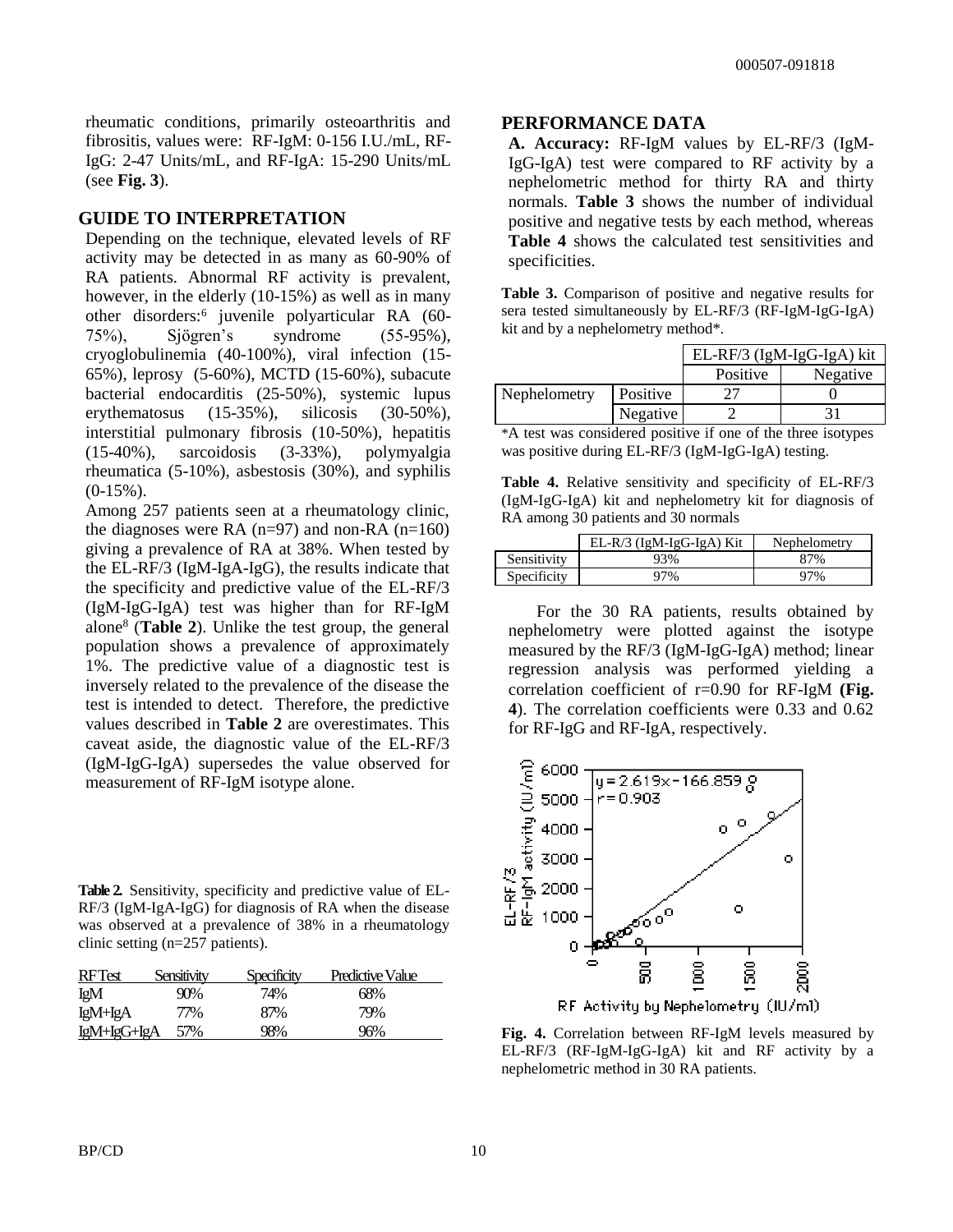rheumatic conditions, primarily osteoarthritis and fibrositis, values were: RF-IgM: 0-156 I.U./mL, RF-IgG: 2-47 Units/mL, and RF-IgA: 15-290 Units/mL (see **Fig. 3**).

## GUIDE TO INTERPRETATION

Depending on the technique, elevated levels of RF activity may be detected in as many as 60-90% of RA patients. Abnormal RF activity is prevalent, however, in the elderly (10-15%) as well as in many other disorders:[6] juvenile polyarticular RA (60-75%), Sjögren's syndrome (55-95%), cryoglobulinemia (40-100%), viral infection (15-65%), leprosy (5-60%), MCTD (15-60%), subacute bacterial endocarditis (25-50%), systemic lupus erythematosus (15-35%), silicosis (30-50%), interstitial pulmonary fibrosis (10-50%), hepatitis (15-40%), sarcoidosis (3-33%), polymyalgia rheumatica (5-10%), asbestosis (30%), and syphilis (0-15%).

Among 257 patients seen at a rheumatology clinic, the diagnoses were RA (n=97) and non-RA (n=160) giving a prevalence of RA at 38%. When tested by the EL-RF/3 (IgM-IgA-IgG), the results indicate that the specificity and predictive value of the EL-RF/3 (IgM-IgG-IgA) test was higher than for RF-IgM alone[8] (**Table 2**). Unlike the test group, the general population shows a prevalence of approximately 1%. The predictive value of a diagnostic test is inversely related to the prevalence of the disease the test is intended to detect. Therefore, the predictive values described in **Table 2** are overestimates. This caveat aside, the diagnostic value of the EL-RF/3 (IgM-IgG-IgA) supersedes the value observed for measurement of RF-IgM isotype alone.

**Table 2.** Sensitivity, specificity and predictive value of EL-RF/3 (IgM-IgA-IgG) for diagnosis of RA when the disease was observed at a prevalence of 38% in a rheumatology clinic setting (n=257 patients).

| RF Test | Sensitivity | Specificity | Predictive Value |
|---|---|---|---|
| IgM | 90% | 74% | 68% |
| IgM+IgA | 77% | 87% | 79% |
| IgM+IgG+IgA | 57% | 98% | 96% |

## PERFORMANCE DATA

**A. Accuracy:** RF-IgM values by EL-RF/3 (IgM-IgG-IgA) test were compared to RF activity by a nephelometric method for thirty RA and thirty normals. **Table 3** shows the number of individual positive and negative tests by each method, whereas **Table 4** shows the calculated test sensitivities and specificities.

**Table 3.** Comparison of positive and negative results for sera tested simultaneously by EL-RF/3 (RF-IgM-IgG-IgA) kit and by a nephelometry method*.

| | | EL-RF/3 (IgM-IgG-IgA) kit | |
|---|---|---|---|
| | | Positive | Negative |
| Nephelometry | Positive | 27 | 0 |
| | Negative | 2 | 31 |

*A test was considered positive if one of the three isotypes was positive during EL-RF/3 (IgM-IgG-IgA) testing.

**Table 4.** Relative sensitivity and specificity of EL-RF/3 (IgM-IgG-IgA) kit and nephelometry kit for diagnosis of RA among 30 patients and 30 normals

| | EL-R/3 (IgM-IgG-IgA) Kit | Nephelometry |
|---|---|---|
| Sensitivity | 93% | 87% |
| Specificity | 97% | 97% |

For the 30 RA patients, results obtained by nephelometry were plotted against the isotype measured by the RF/3 (IgM-IgG-IgA) method; linear regression analysis was performed yielding a correlation coefficient of r=0.90 for RF-IgM **(Fig. 4)**. The correlation coefficients were 0.33 and 0.62 for RF-IgG and RF-IgA, respectively.

**Fig. 4.** Correlation between RF-IgM levels measured by EL-RF/3 (RF-IgM-IgG-IgA) kit and RF activity by a nephelometric method in 30 RA patients.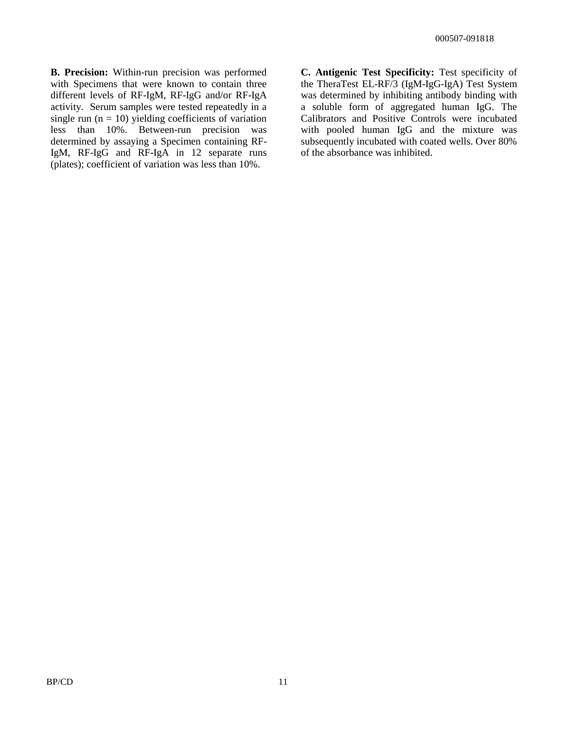**B. Precision:** Within-run precision was performed with Specimens that were known to contain three different levels of RF-IgM, RF-IgG and/or RF-IgA activity. Serum samples were tested repeatedly in a single run (n = 10) yielding coefficients of variation less than 10%. Between-run precision was determined by assaying a Specimen containing RF-IgM, RF-IgG and RF-IgA in 12 separate runs (plates); coefficient of variation was less than 10%.

**C. Antigenic Test Specificity:** Test specificity of the TheraTest EL-RF/3 (IgM-IgG-IgA) Test System was determined by inhibiting antibody binding with a soluble form of aggregated human IgG. The Calibrators and Positive Controls were incubated with pooled human IgG and the mixture was subsequently incubated with coated wells. Over 80% of the absorbance was inhibited.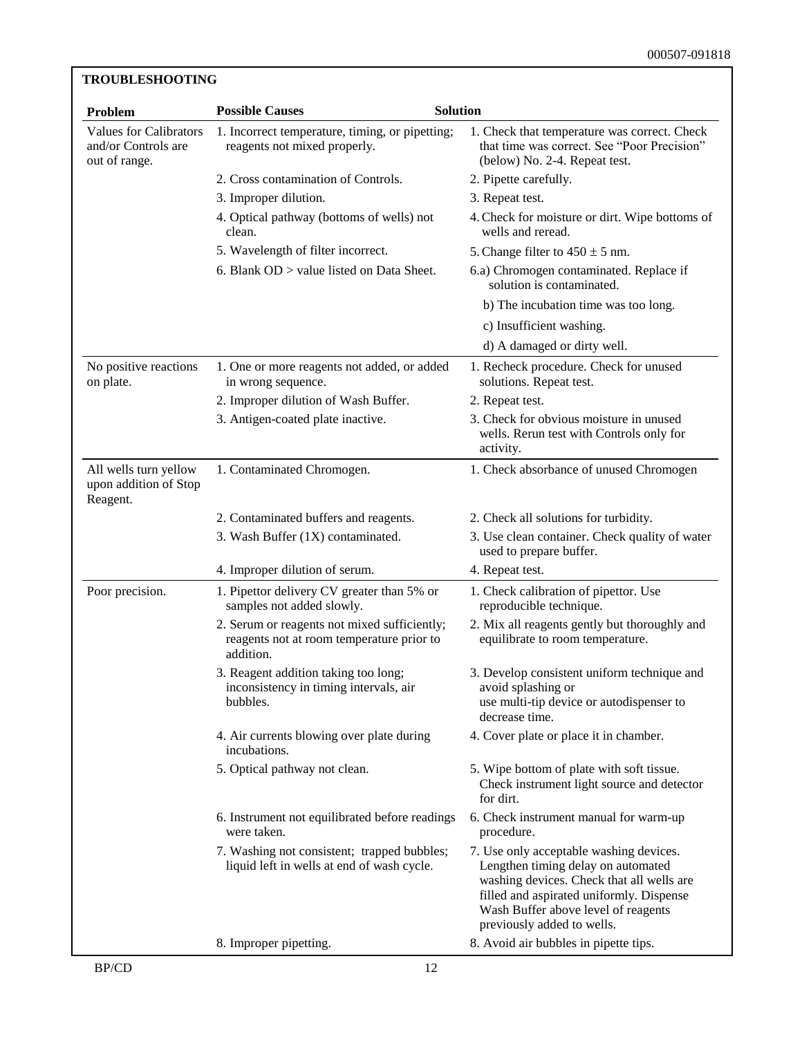## TROUBLESHOOTING

| Problem | Possible Causes | Solution |
|---|---|---|
| Values for Calibrators and/or Controls are out of range. | 1. Incorrect temperature, timing, or pipetting; reagents not mixed properly. | 1. Check that temperature was correct. Check that time was correct. See "Poor Precision" (below) No. 2-4. Repeat test. |
| | 2. Cross contamination of Controls. | 2. Pipette carefully. |
| | 3. Improper dilution. | 3. Repeat test. |
| | 4. Optical pathway (bottoms of wells) not clean. | 4. Check for moisture or dirt. Wipe bottoms of wells and reread. |
| | 5. Wavelength of filter incorrect. | 5. Change filter to 450 ± 5 nm. |
| | 6. Blank OD > value listed on Data Sheet. | 6.a) Chromogen contaminated. Replace if solution is contaminated. |
| | | b) The incubation time was too long. |
| | | c) Insufficient washing. |
| | | d) A damaged or dirty well. |
| No positive reactions on plate. | 1. One or more reagents not added, or added in wrong sequence. | 1. Recheck procedure. Check for unused solutions. Repeat test. |
| | 2. Improper dilution of Wash Buffer. | 2. Repeat test. |
| | 3. Antigen-coated plate inactive. | 3. Check for obvious moisture in unused wells. Rerun test with Controls only for activity. |
| All wells turn yellow upon addition of Stop Reagent. | 1. Contaminated Chromogen. | 1. Check absorbance of unused Chromogen |
| | 2. Contaminated buffers and reagents. | 2. Check all solutions for turbidity. |
| | 3. Wash Buffer (1X) contaminated. | 3. Use clean container. Check quality of water used to prepare buffer. |
| | 4. Improper dilution of serum. | 4. Repeat test. |
| Poor precision. | 1. Pipettor delivery CV greater than 5% or samples not added slowly. | 1. Check calibration of pipettor. Use reproducible technique. |
| | 2. Serum or reagents not mixed sufficiently; reagents not at room temperature prior to addition. | 2. Mix all reagents gently but thoroughly and equilibrate to room temperature. |
| | 3. Reagent addition taking too long; inconsistency in timing intervals, air bubbles. | 3. Develop consistent uniform technique and avoid splashing or use multi-tip device or autodispenser to decrease time. |
| | 4. Air currents blowing over plate during incubations. | 4. Cover plate or place it in chamber. |
| | 5. Optical pathway not clean. | 5. Wipe bottom of plate with soft tissue. Check instrument light source and detector for dirt. |
| | 6. Instrument not equilibrated before readings were taken. | 6. Check instrument manual for warm-up procedure. |
| | 7. Washing not consistent; trapped bubbles; liquid left in wells at end of wash cycle. | 7. Use only acceptable washing devices. Lengthen timing delay on automated washing devices. Check that all wells are filled and aspirated uniformly. Dispense Wash Buffer above level of reagents previously added to wells. |
| | 8. Improper pipetting. | 8. Avoid air bubbles in pipette tips. |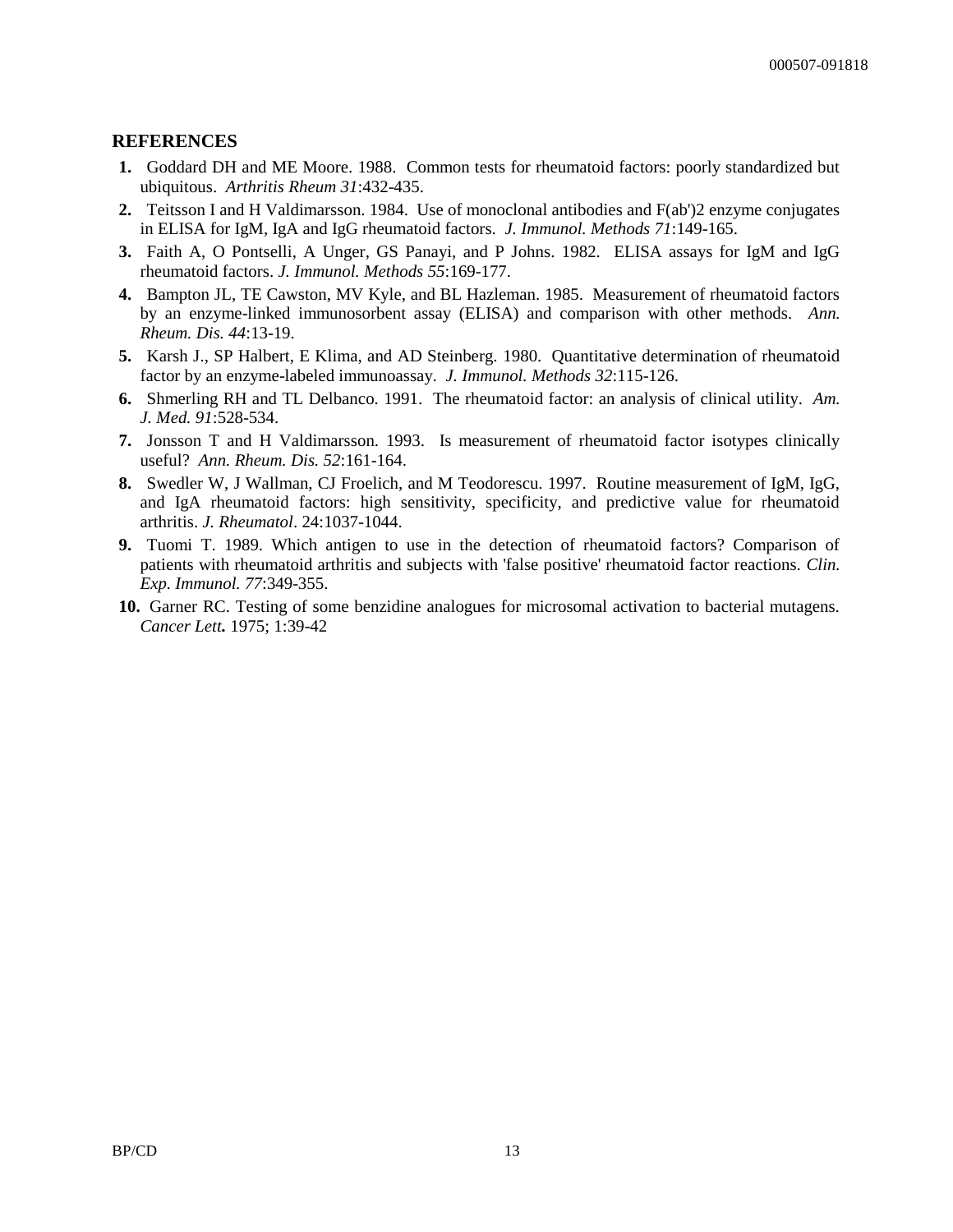## REFERENCES

1. Goddard DH and ME Moore. 1988. Common tests for rheumatoid factors: poorly standardized but ubiquitous. *Arthritis Rheum 31*:432-435.
2. Teitsson I and H Valdimarsson. 1984. Use of monoclonal antibodies and F(ab')2 enzyme conjugates in ELISA for IgM, IgA and IgG rheumatoid factors. *J. Immunol. Methods 71*:149-165.
3. Faith A, O Pontselli, A Unger, GS Panayi, and P Johns. 1982. ELISA assays for IgM and IgG rheumatoid factors. *J. Immunol. Methods 55*:169-177.
4. Bampton JL, TE Cawston, MV Kyle, and BL Hazleman. 1985. Measurement of rheumatoid factors by an enzyme-linked immunosorbent assay (ELISA) and comparison with other methods. *Ann. Rheum. Dis. 44*:13-19.
5. Karsh J., SP Halbert, E Klima, and AD Steinberg. 1980. Quantitative determination of rheumatoid factor by an enzyme-labeled immunoassay. *J. Immunol. Methods 32*:115-126.
6. Shmerling RH and TL Delbanco. 1991. The rheumatoid factor: an analysis of clinical utility. *Am. J. Med. 91*:528-534.
7. Jonsson T and H Valdimarsson. 1993. Is measurement of rheumatoid factor isotypes clinically useful? *Ann. Rheum. Dis. 52*:161-164.
8. Swedler W, J Wallman, CJ Froelich, and M Teodorescu. 1997. Routine measurement of IgM, IgG, and IgA rheumatoid factors: high sensitivity, specificity, and predictive value for rheumatoid arthritis. *J. Rheumatol*. 24:1037-1044.
9. Tuomi T. 1989. Which antigen to use in the detection of rheumatoid factors? Comparison of patients with rheumatoid arthritis and subjects with 'false positive' rheumatoid factor reactions. *Clin. Exp. Immunol. 77*:349-355.
10. Garner RC. Testing of some benzidine analogues for microsomal activation to bacterial mutagens. ***Cancer Lett*.** 1975; 1:39-42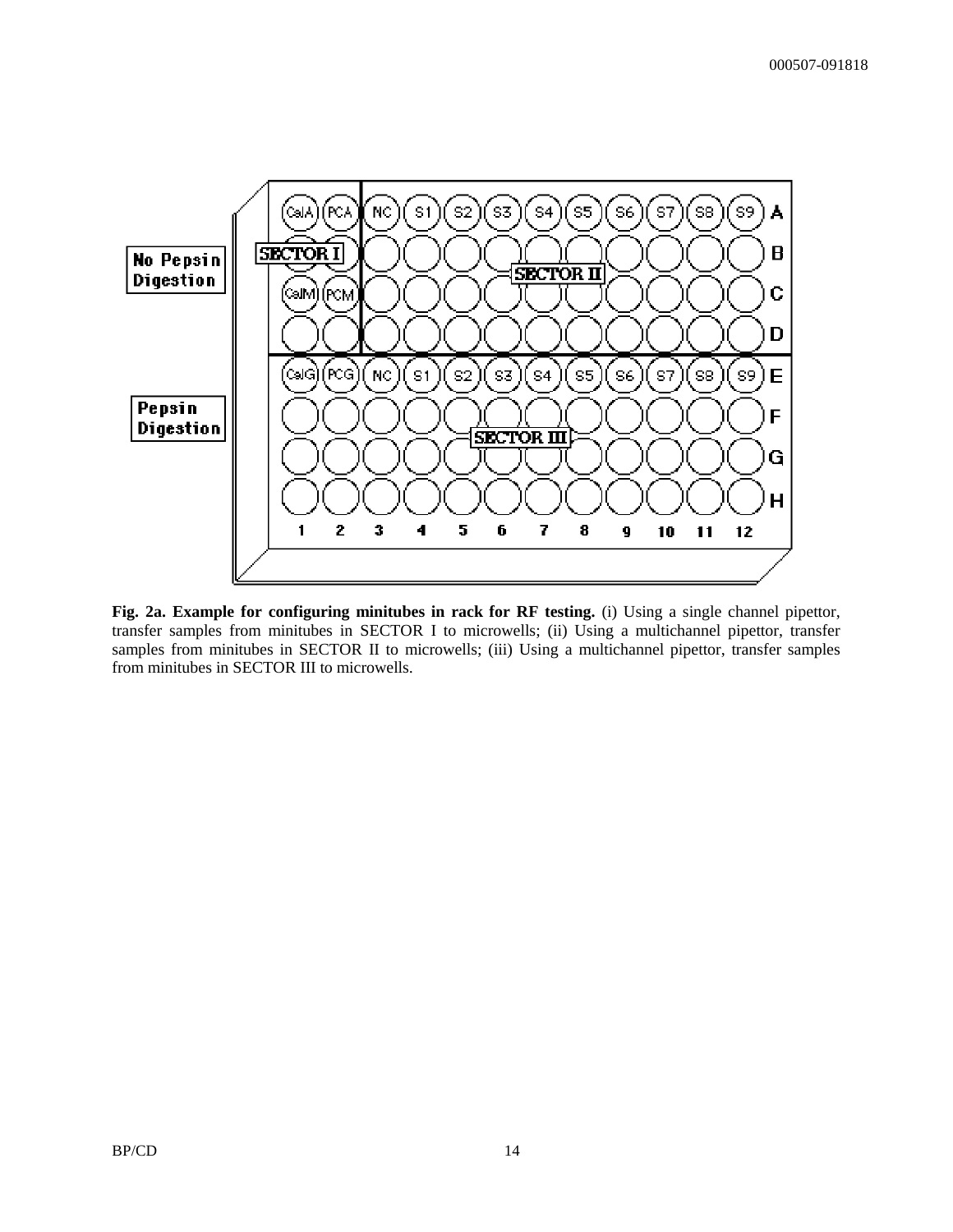**Fig. 2a. Example for configuring minitubes in rack for RF testing.** (i) Using a single channel pipettor, transfer samples from minitubes in SECTOR I to microwells; (ii) Using a multichannel pipettor, transfer samples from minitubes in SECTOR II to microwells; (iii) Using a multichannel pipettor, transfer samples from minitubes in SECTOR III to microwells.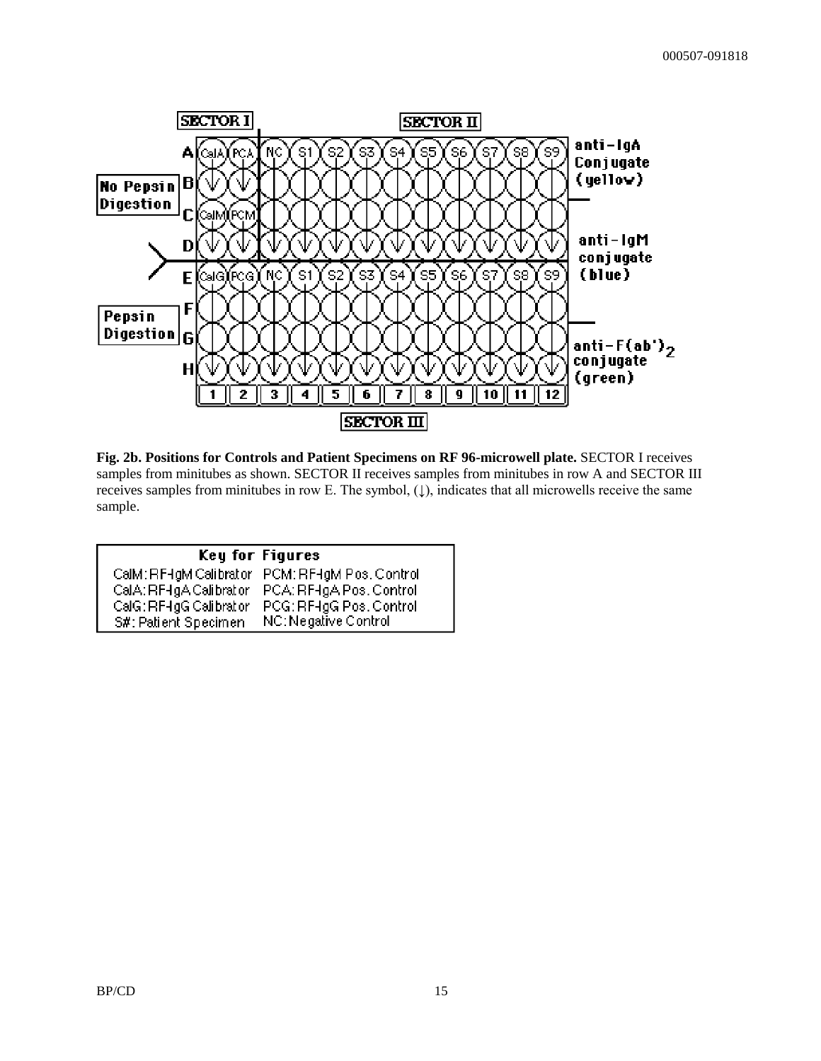| | 1 | 2 | 3 | 4 | 5 | 6 | 7 | 8 | 9 | 10 | 11 | 12 |
|---|---|---|---|---|---|---|---|---|---|---|---|---|
| A | CalA | PCA | NC | S1 | S2 | S3 | S4 | S5 | S6 | S7 | S8 | S9 |
| B | ↓ | ↓ | ↓ | ↓ | ↓ | ↓ | ↓ | ↓ | ↓ | ↓ | ↓ | ↓ |
| C | CalM | PCM | ↓ | ↓ | ↓ | ↓ | ↓ | ↓ | ↓ | ↓ | ↓ | ↓ |
| D | ↓ | ↓ | ↓ | ↓ | ↓ | ↓ | ↓ | ↓ | ↓ | ↓ | ↓ | ↓ |
| E | CalG | PCG | NC | S1 | S2 | S3 | S4 | S5 | S6 | S7 | S8 | S9 |
| F | ↓ | ↓ | ↓ | ↓ | ↓ | ↓ | ↓ | ↓ | ↓ | ↓ | ↓ | ↓ |
| G | ↓ | ↓ | ↓ | ↓ | ↓ | ↓ | ↓ | ↓ | ↓ | ↓ | ↓ | ↓ |
| H | ↓ | ↓ | ↓ | ↓ | ↓ | ↓ | ↓ | ↓ | ↓ | ↓ | ↓ | ↓ |

SECTOR I (columns 1–2, rows A–D); SECTOR II (columns 3–12, rows A–D); SECTOR III (columns 1–12, rows E–H)

No Pepsin Digestion: rows A–D. Pepsin Digestion: rows E–H.

anti-IgA Conjugate (yellow): rows A–B; anti-IgM conjugate (blue): rows C–F; anti-$F(ab')_2$ conjugate (green): rows G–H

**Fig. 2b. Positions for Controls and Patient Specimens on RF 96-microwell plate.** SECTOR I receives samples from minitubes as shown. SECTOR II receives samples from minitubes in row A and SECTOR III receives samples from minitubes in row E. The symbol, (↓), indicates that all microwells receive the same sample.

| Key for Figures | |
|---|---|
| CalM: RF-IgM Calibrator | PCM: RF-IgM Pos. Control |
| CalA: RF-IgA Calibrator | PCA: RF-IgA Pos. Control |
| CalG: RF-IgG Calibrator | PCG: RF-IgG Pos. Control |
| S#: Patient Specimen | NC: Negative Control |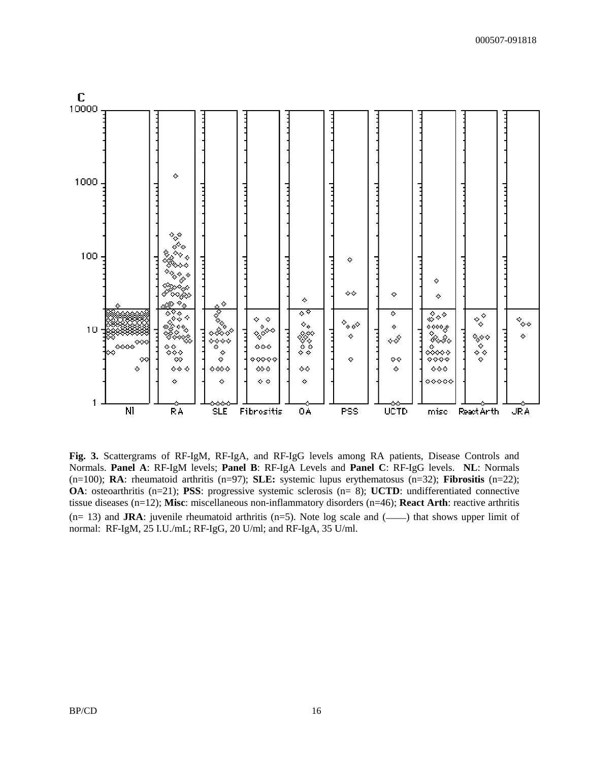**Fig. 3.** Scattergrams of RF-IgM, RF-IgA, and RF-IgG levels among RA patients, Disease Controls and Normals. **Panel A**: RF-IgM levels; **Panel B**: RF-IgA Levels and **Panel C**: RF-IgG levels. **NL**: Normals (n=100); **RA**: rheumatoid arthritis (n=97); **SLE:** systemic lupus erythematosus (n=32); **Fibrositis** (n=22); **OA**: osteoarthritis (n=21); **PSS**: progressive systemic sclerosis (n= 8); **UCTD**: undifferentiated connective tissue diseases (n=12); **Misc**: miscellaneous non-inflammatory disorders (n=46); **React Arth**: reactive arthritis (n= 13) and **JRA**: juvenile rheumatoid arthritis (n=5). Note log scale and (——) that shows upper limit of normal: RF-IgM, 25 I.U./mL; RF-IgG, 20 U/ml; and RF-IgA, 35 U/ml.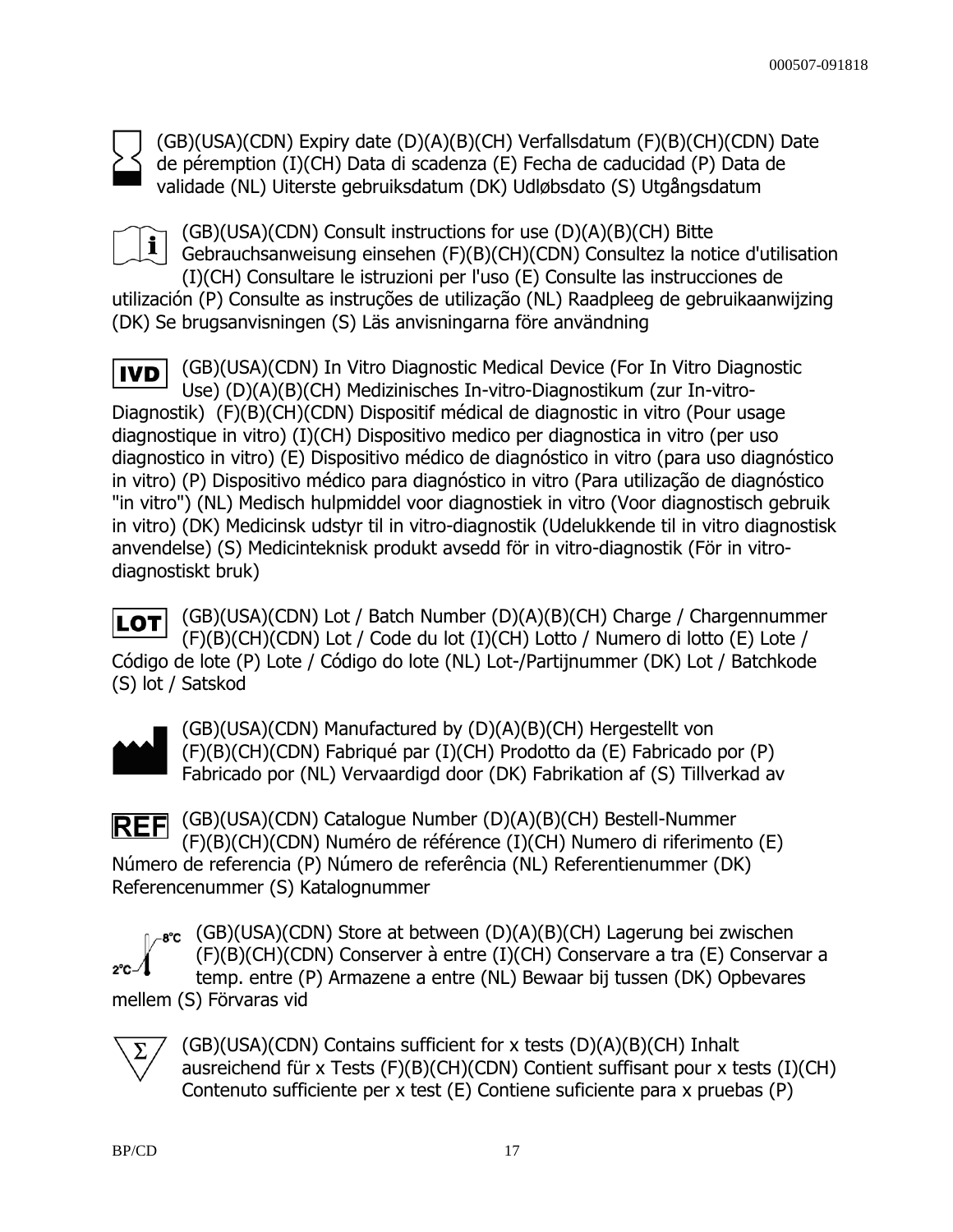(GB)(USA)(CDN) Expiry date (D)(A)(B)(CH) Verfallsdatum (F)(B)(CH)(CDN) Date de péremption (I)(CH) Data di scadenza (E) Fecha de caducidad (P) Data de validade (NL) Uiterste gebruiksdatum (DK) Udløbsdato (S) Utgångsdatum

(GB)(USA)(CDN) Consult instructions for use (D)(A)(B)(CH) Bitte Gebrauchsanweisung einsehen (F)(B)(CH)(CDN) Consultez la notice d'utilisation (I)(CH) Consultare le istruzioni per l'uso (E) Consulte las instrucciones de utilización (P) Consulte as instruções de utilização (NL) Raadpleeg de gebruikaanwijzing (DK) Se brugsanvisningen (S) Läs anvisningarna före användning

IVD (GB)(USA)(CDN) In Vitro Diagnostic Medical Device (For In Vitro Diagnostic Use) (D)(A)(B)(CH) Medizinisches In-vitro-Diagnostikum (zur In-vitro-Diagnostik) (F)(B)(CH)(CDN) Dispositif médical de diagnostic in vitro (Pour usage diagnostique in vitro) (I)(CH) Dispositivo medico per diagnostica in vitro (per uso diagnostico in vitro) (E) Dispositivo médico de diagnóstico in vitro (para uso diagnóstico in vitro) (P) Dispositivo médico para diagnóstico in vitro (Para utilização de diagnóstico "in vitro") (NL) Medisch hulpmiddel voor diagnostiek in vitro (Voor diagnostisch gebruik in vitro) (DK) Medicinsk udstyr til in vitro-diagnostik (Udelukkende til in vitro diagnostisk anvendelse) (S) Medicinteknisk produkt avsedd för in vitro-diagnostik (För in vitro-diagnostiskt bruk)

LOT (GB)(USA)(CDN) Lot / Batch Number (D)(A)(B)(CH) Charge / Chargennummer (F)(B)(CH)(CDN) Lot / Code du lot (I)(CH) Lotto / Numero di lotto (E) Lote / Código de lote (P) Lote / Código do lote (NL) Lot-/Partijnummer (DK) Lot / Batchkode (S) lot / Satskod

(GB)(USA)(CDN) Manufactured by (D)(A)(B)(CH) Hergestellt von (F)(B)(CH)(CDN) Fabriqué par (I)(CH) Prodotto da (E) Fabricado por (P) Fabricado por (NL) Vervaardigd door (DK) Fabrikation af (S) Tillverkad av

REF (GB)(USA)(CDN) Catalogue Number (D)(A)(B)(CH) Bestell-Nummer (F)(B)(CH)(CDN) Numéro de référence (I)(CH) Numero di riferimento (E) Número de referencia (P) Número de referência (NL) Referentienummer (DK) Referencenummer (S) Katalognummer

2°C 8°C (GB)(USA)(CDN) Store at between (D)(A)(B)(CH) Lagerung bei zwischen (F)(B)(CH)(CDN) Conserver à entre (I)(CH) Conservare a tra (E) Conservar a temp. entre (P) Armazene a entre (NL) Bewaar bij tussen (DK) Opbevares mellem (S) Förvaras vid

Σ (GB)(USA)(CDN) Contains sufficient for x tests (D)(A)(B)(CH) Inhalt ausreichend für x Tests (F)(B)(CH)(CDN) Contient suffisant pour x tests (I)(CH) Contenuto sufficiente per x test (E) Contiene suficiente para x pruebas (P)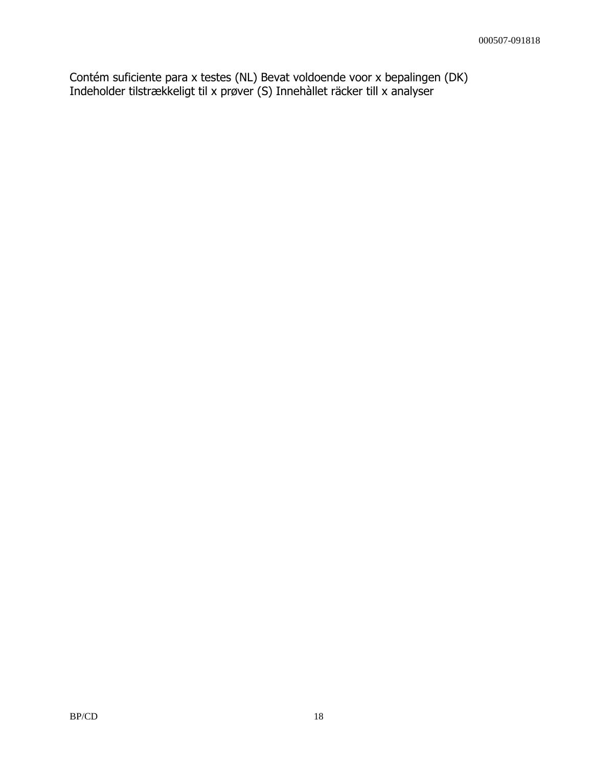Contém suficiente para x testes (NL) Bevat voldoende voor x bepalingen (DK) Indeholder tilstrækkeligt til x prøver (S) Innehàllet räcker till x analyser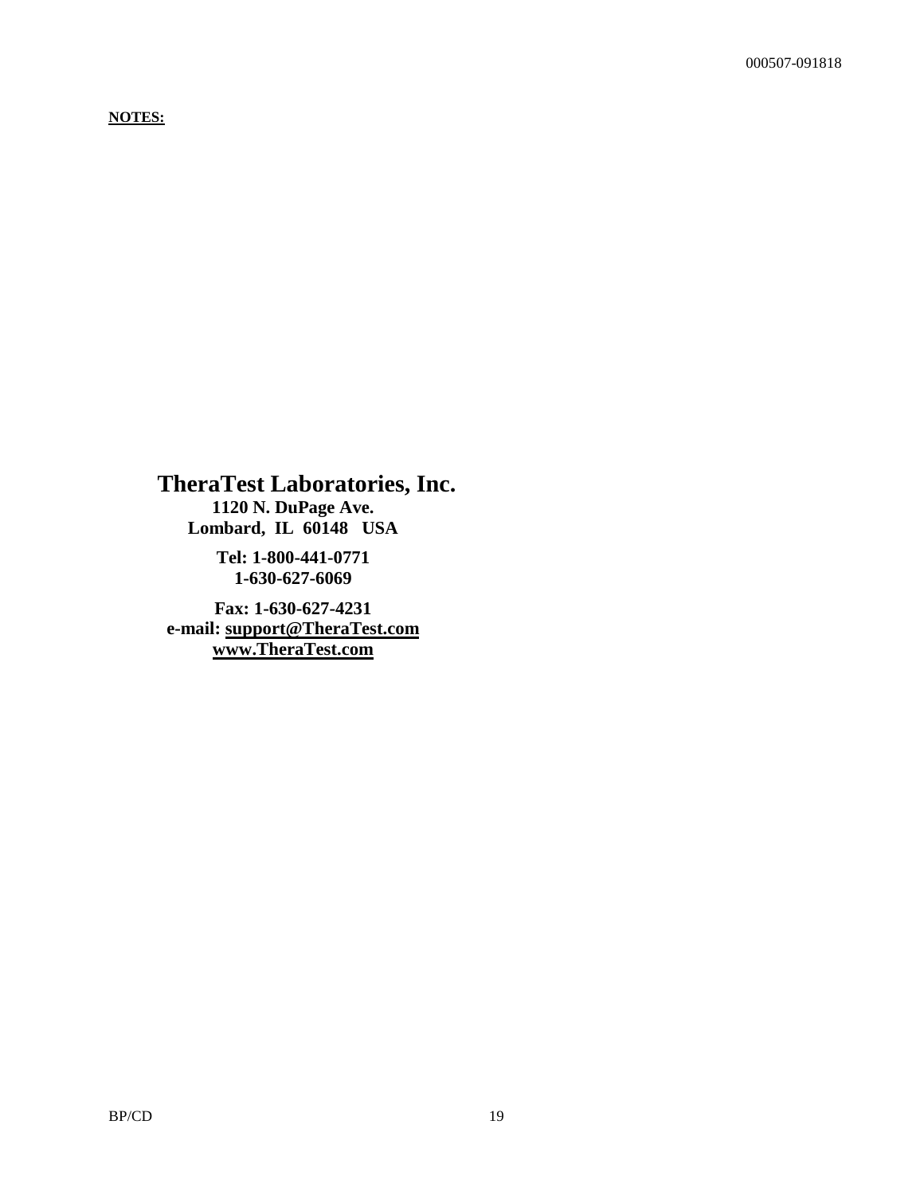**NOTES:**

**TheraTest Laboratories, Inc.**

**1120 N. DuPage Ave.**

**Lombard, IL 60148 USA**

**Tel: 1-800-441-0771**

**1-630-627-6069**

**Fax: 1-630-627-4231**

**e-mail: support@TheraTest.com**

**www.TheraTest.com**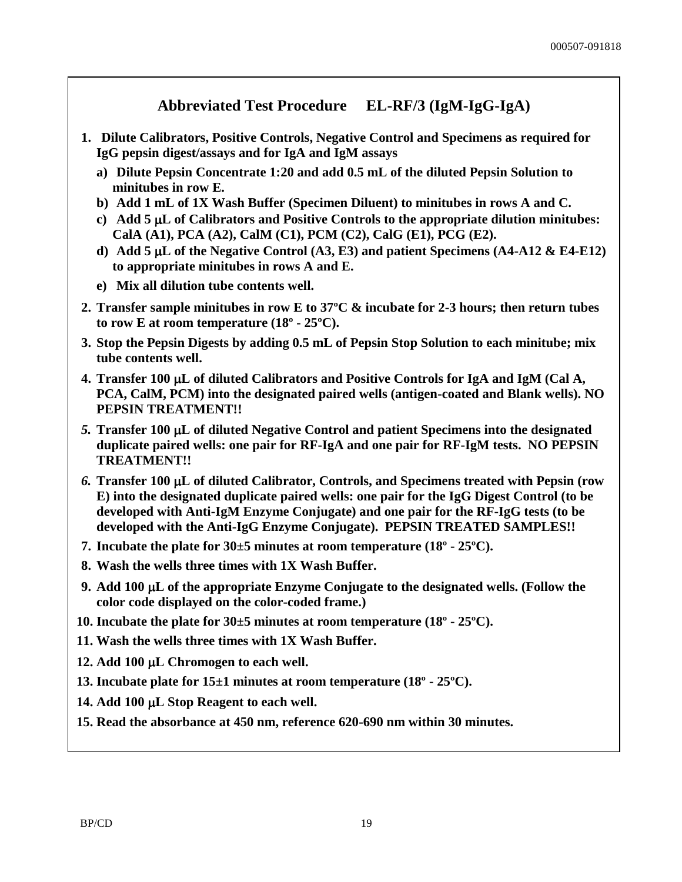## Abbreviated Test Procedure EL-RF/3 (IgM-IgG-IgA)

1. **Dilute Calibrators, Positive Controls, Negative Control and Specimens as required for IgG pepsin digest/assays and for IgA and IgM assays**
   a) **Dilute Pepsin Concentrate 1:20 and add 0.5 mL of the diluted Pepsin Solution to minitubes in row E.**
   b) **Add 1 mL of 1X Wash Buffer (Specimen Diluent) to minitubes in rows A and C.**
   c) **Add 5 μL of Calibrators and Positive Controls to the appropriate dilution minitubes: CalA (A1), PCA (A2), CalM (C1), PCM (C2), CalG (E1), PCG (E2).**
   d) **Add 5 μL of the Negative Control (A3, E3) and patient Specimens (A4-A12 & E4-E12) to appropriate minitubes in rows A and E.**
   e) **Mix all dilution tube contents well.**
2. **Transfer sample minitubes in row E to 37ºC & incubate for 2-3 hours; then return tubes to row E at room temperature (18º - 25ºC).**
3. **Stop the Pepsin Digests by adding 0.5 mL of Pepsin Stop Solution to each minitube; mix tube contents well.**
4. **Transfer 100 μL of diluted Calibrators and Positive Controls for IgA and IgM (Cal A, PCA, CalM, PCM) into the designated paired wells (antigen-coated and Blank wells). NO PEPSIN TREATMENT!!**
5. **Transfer 100 μL of diluted Negative Control and patient Specimens into the designated duplicate paired wells: one pair for RF-IgA and one pair for RF-IgM tests. NO PEPSIN TREATMENT!!**
6. **Transfer 100 μL of diluted Calibrator, Controls, and Specimens treated with Pepsin (row E) into the designated duplicate paired wells: one pair for the IgG Digest Control (to be developed with Anti-IgM Enzyme Conjugate) and one pair for the RF-IgG tests (to be developed with the Anti-IgG Enzyme Conjugate). PEPSIN TREATED SAMPLES!!**
7. **Incubate the plate for 30±5 minutes at room temperature (18º - 25ºC).**
8. **Wash the wells three times with 1X Wash Buffer.**
9. **Add 100 μL of the appropriate Enzyme Conjugate to the designated wells. (Follow the color code displayed on the color-coded frame.)**
10. **Incubate the plate for 30±5 minutes at room temperature (18º - 25ºC).**
11. **Wash the wells three times with 1X Wash Buffer.**
12. **Add 100 μL Chromogen to each well.**
13. **Incubate plate for 15±1 minutes at room temperature (18º - 25ºC).**
14. **Add 100 μL Stop Reagent to each well.**
15. **Read the absorbance at 450 nm, reference 620-690 nm within 30 minutes.**